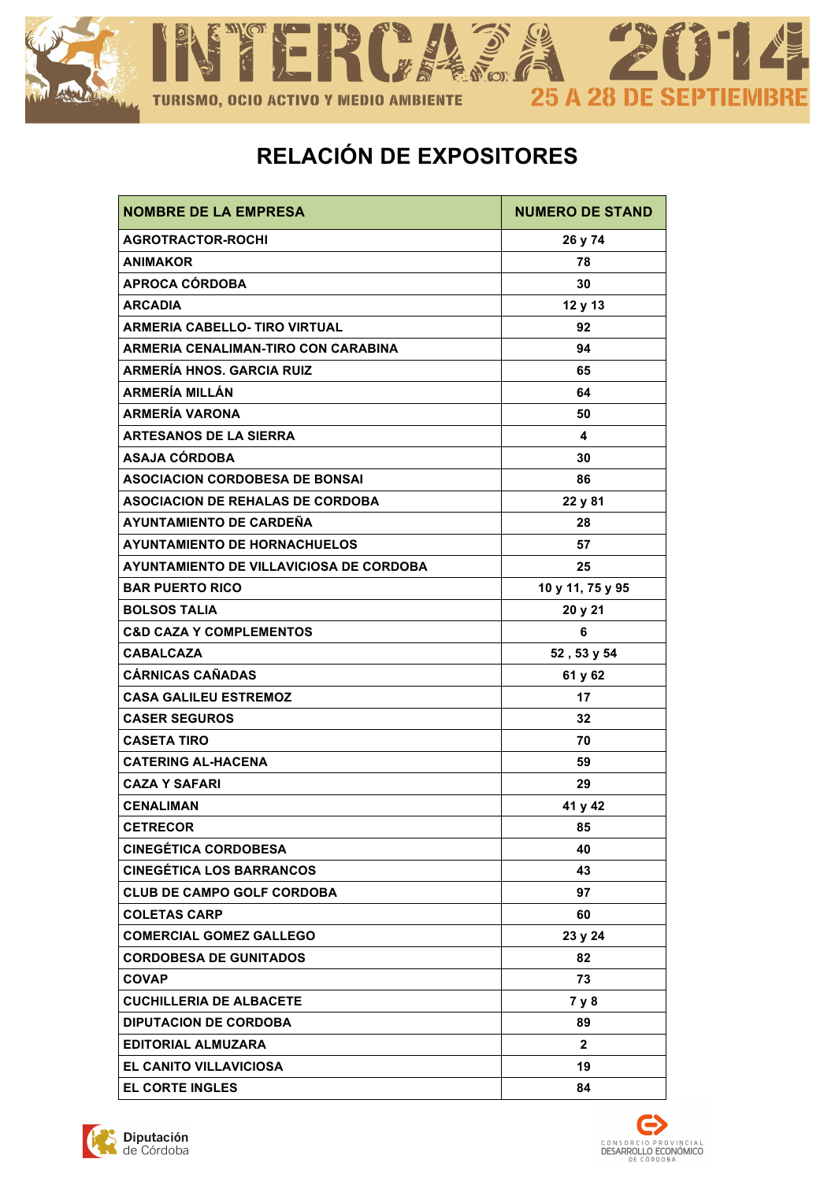# RELACIÓN DE EXPOSITORES

| NOMBRE DE LA EMPRESA | NUMERO DE STAND |
|---|---|
| AGROTRACTOR-ROCHI | 26 y 74 |
| ANIMAKOR | 78 |
| APROCA CÓRDOBA | 30 |
| ARCADIA | 12 y 13 |
| ARMERIA CABELLO- TIRO VIRTUAL | 92 |
| ARMERIA CENALIMAN-TIRO CON CARABINA | 94 |
| ARMERÍA HNOS. GARCIA RUIZ | 65 |
| ARMERÍA MILLÁN | 64 |
| ARMERÍA VARONA | 50 |
| ARTESANOS DE LA SIERRA | 4 |
| ASAJA CÓRDOBA | 30 |
| ASOCIACION CORDOBESA DE BONSAI | 86 |
| ASOCIACION DE REHALAS DE CORDOBA | 22 y 81 |
| AYUNTAMIENTO DE CARDEÑA | 28 |
| AYUNTAMIENTO DE HORNACHUELOS | 57 |
| AYUNTAMIENTO DE VILLAVICIOSA DE CORDOBA | 25 |
| BAR PUERTO RICO | 10 y 11, 75 y 95 |
| BOLSOS TALIA | 20 y 21 |
| C&D CAZA Y COMPLEMENTOS | 6 |
| CABALCAZA | 52 , 53 y 54 |
| CÁRNICAS CAÑADAS | 61 y 62 |
| CASA GALILEU ESTREMOZ | 17 |
| CASER SEGUROS | 32 |
| CASETA TIRO | 70 |
| CATERING AL-HACENA | 59 |
| CAZA Y SAFARI | 29 |
| CENALIMAN | 41 y 42 |
| CETRECOR | 85 |
| CINEGÉTICA CORDOBESA | 40 |
| CINEGÉTICA LOS BARRANCOS | 43 |
| CLUB DE CAMPO GOLF CORDOBA | 97 |
| COLETAS CARP | 60 |
| COMERCIAL GOMEZ GALLEGO | 23 y 24 |
| CORDOBESA DE GUNITADOS | 82 |
| COVAP | 73 |
| CUCHILLERIA DE ALBACETE | 7 y 8 |
| DIPUTACION DE CORDOBA | 89 |
| EDITORIAL ALMUZARA | 2 |
| EL CANITO VILLAVICIOSA | 19 |
| EL CORTE INGLES | 84 |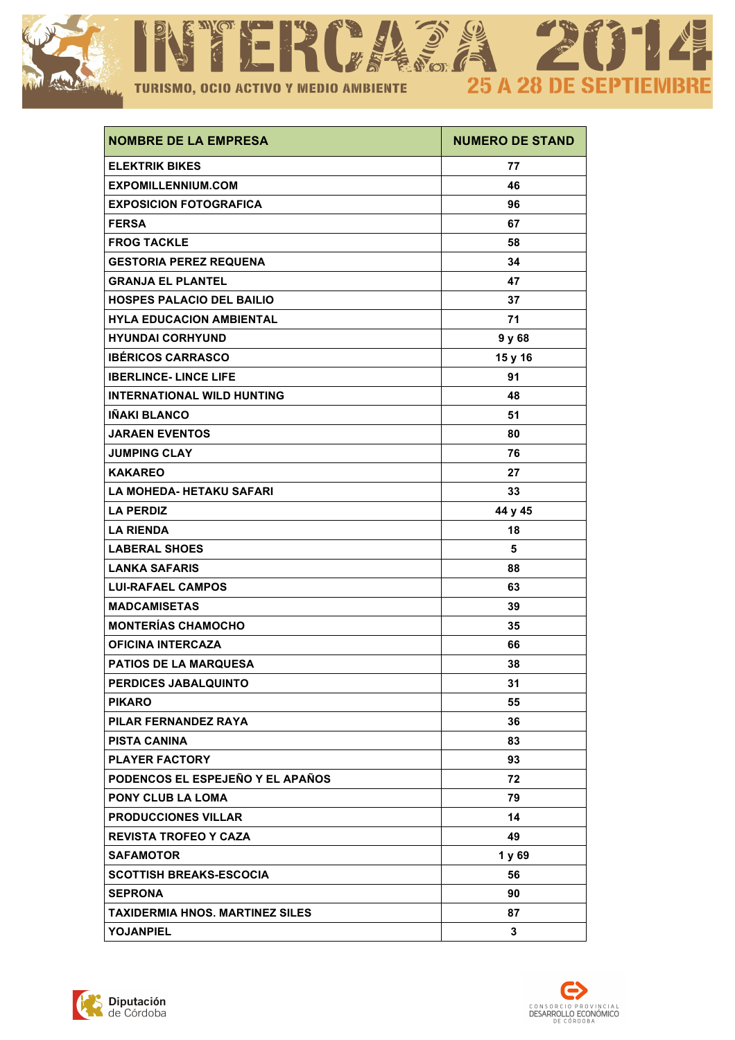| NOMBRE DE LA EMPRESA | NUMERO DE STAND |
|---|---|
| ELEKTRIK BIKES | 77 |
| EXPOMILLENNIUM.COM | 46 |
| EXPOSICION FOTOGRAFICA | 96 |
| FERSA | 67 |
| FROG TACKLE | 58 |
| GESTORIA PEREZ REQUENA | 34 |
| GRANJA EL PLANTEL | 47 |
| HOSPES PALACIO DEL BAILIO | 37 |
| HYLA EDUCACION AMBIENTAL | 71 |
| HYUNDAI CORHYUND | 9 y 68 |
| IBÉRICOS CARRASCO | 15 y 16 |
| IBERLINCE- LINCE LIFE | 91 |
| INTERNATIONAL WILD HUNTING | 48 |
| IÑAKI BLANCO | 51 |
| JARAEN EVENTOS | 80 |
| JUMPING CLAY | 76 |
| KAKAREO | 27 |
| LA MOHEDA- HETAKU SAFARI | 33 |
| LA PERDIZ | 44 y 45 |
| LA RIENDA | 18 |
| LABERAL SHOES | 5 |
| LANKA SAFARIS | 88 |
| LUI-RAFAEL CAMPOS | 63 |
| MADCAMISETAS | 39 |
| MONTERÍAS CHAMOCHO | 35 |
| OFICINA INTERCAZA | 66 |
| PATIOS DE LA MARQUESA | 38 |
| PERDICES JABALQUINTO | 31 |
| PIKARO | 55 |
| PILAR FERNANDEZ RAYA | 36 |
| PISTA CANINA | 83 |
| PLAYER FACTORY | 93 |
| PODENCOS EL ESPEJEÑO Y EL APAÑOS | 72 |
| PONY CLUB LA LOMA | 79 |
| PRODUCCIONES VILLAR | 14 |
| REVISTA TROFEO Y CAZA | 49 |
| SAFAMOTOR | 1 y 69 |
| SCOTTISH BREAKS-ESCOCIA | 56 |
| SEPRONA | 90 |
| TAXIDERMIA HNOS. MARTINEZ SILES | 87 |
| YOJANPIEL | 3 |